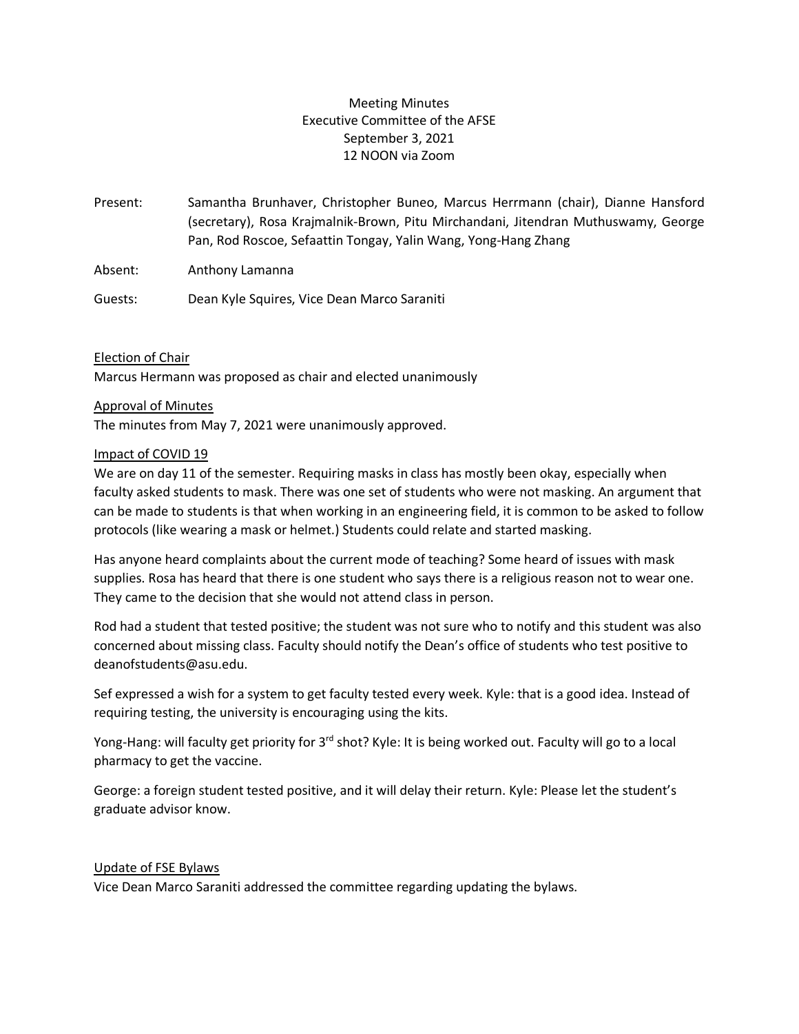Meeting Minutes
Executive Committee of the AFSE
September 3, 2021
12 NOON via Zoom

Present: Samantha Brunhaver, Christopher Buneo, Marcus Herrmann (chair), Dianne Hansford (secretary), Rosa Krajmalnik-Brown, Pitu Mirchandani, Jitendran Muthuswamy, George Pan, Rod Roscoe, Sefaattin Tongay, Yalin Wang, Yong-Hang Zhang

Absent: Anthony Lamanna

Guests: Dean Kyle Squires, Vice Dean Marco Saraniti

## Election of Chair

Marcus Hermann was proposed as chair and elected unanimously

## Approval of Minutes

The minutes from May 7, 2021 were unanimously approved.

## Impact of COVID 19

We are on day 11 of the semester. Requiring masks in class has mostly been okay, especially when faculty asked students to mask. There was one set of students who were not masking. An argument that can be made to students is that when working in an engineering field, it is common to be asked to follow protocols (like wearing a mask or helmet.) Students could relate and started masking.

Has anyone heard complaints about the current mode of teaching? Some heard of issues with mask supplies. Rosa has heard that there is one student who says there is a religious reason not to wear one. They came to the decision that she would not attend class in person.

Rod had a student that tested positive; the student was not sure who to notify and this student was also concerned about missing class. Faculty should notify the Dean's office of students who test positive to deanofstudents@asu.edu.

Sef expressed a wish for a system to get faculty tested every week. Kyle: that is a good idea. Instead of requiring testing, the university is encouraging using the kits.

Yong-Hang: will faculty get priority for 3rd shot? Kyle: It is being worked out. Faculty will go to a local pharmacy to get the vaccine.

George: a foreign student tested positive, and it will delay their return. Kyle: Please let the student's graduate advisor know.

## Update of FSE Bylaws

Vice Dean Marco Saraniti addressed the committee regarding updating the bylaws.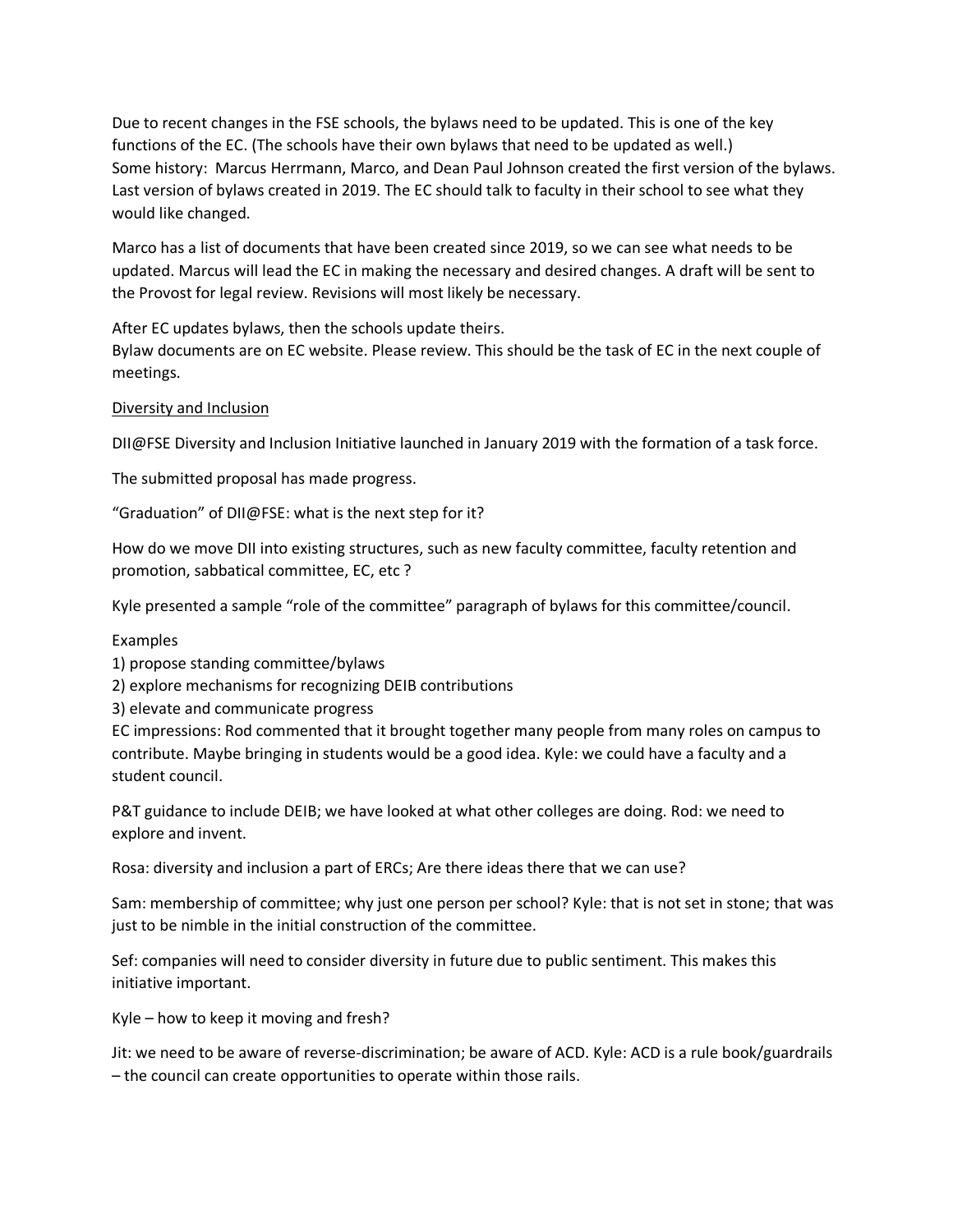Due to recent changes in the FSE schools, the bylaws need to be updated. This is one of the key functions of the EC. (The schools have their own bylaws that need to be updated as well.)
Some history: Marcus Herrmann, Marco, and Dean Paul Johnson created the first version of the bylaws. Last version of bylaws created in 2019. The EC should talk to faculty in their school to see what they would like changed.

Marco has a list of documents that have been created since 2019, so we can see what needs to be updated. Marcus will lead the EC in making the necessary and desired changes. A draft will be sent to the Provost for legal review. Revisions will most likely be necessary.

After EC updates bylaws, then the schools update theirs.
Bylaw documents are on EC website. Please review. This should be the task of EC in the next couple of meetings.

<u>Diversity and Inclusion</u>

DII@FSE Diversity and Inclusion Initiative launched in January 2019 with the formation of a task force.

The submitted proposal has made progress.

"Graduation" of DII@FSE: what is the next step for it?

How do we move DII into existing structures, such as new faculty committee, faculty retention and promotion, sabbatical committee, EC, etc ?

Kyle presented a sample "role of the committee" paragraph of bylaws for this committee/council.

Examples
1) propose standing committee/bylaws
2) explore mechanisms for recognizing DEIB contributions
3) elevate and communicate progress

EC impressions: Rod commented that it brought together many people from many roles on campus to contribute. Maybe bringing in students would be a good idea. Kyle: we could have a faculty and a student council.

P&T guidance to include DEIB; we have looked at what other colleges are doing. Rod: we need to explore and invent.

Rosa: diversity and inclusion a part of ERCs; Are there ideas there that we can use?

Sam: membership of committee; why just one person per school? Kyle: that is not set in stone; that was just to be nimble in the initial construction of the committee.

Sef: companies will need to consider diversity in future due to public sentiment. This makes this initiative important.

Kyle – how to keep it moving and fresh?

Jit: we need to be aware of reverse-discrimination; be aware of ACD. Kyle: ACD is a rule book/guardrails – the council can create opportunities to operate within those rails.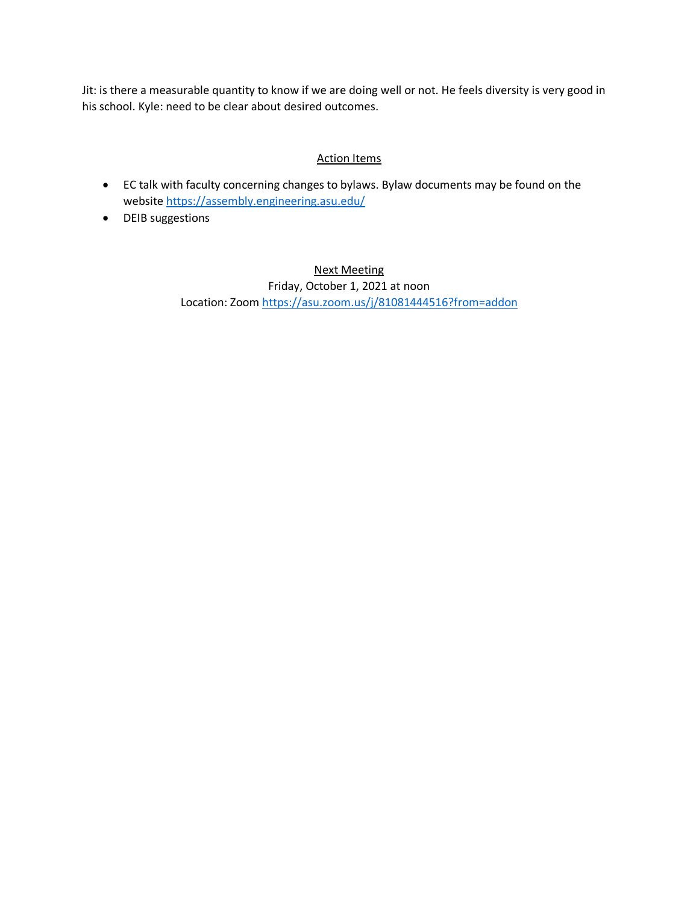Jit: is there a measurable quantity to know if we are doing well or not. He feels diversity is very good in his school. Kyle: need to be clear about desired outcomes.

## Action Items

- EC talk with faculty concerning changes to bylaws. Bylaw documents may be found on the website https://assembly.engineering.asu.edu/
- DEIB suggestions

## Next Meeting

Friday, October 1, 2021 at noon

Location: Zoom https://asu.zoom.us/j/81081444516?from=addon